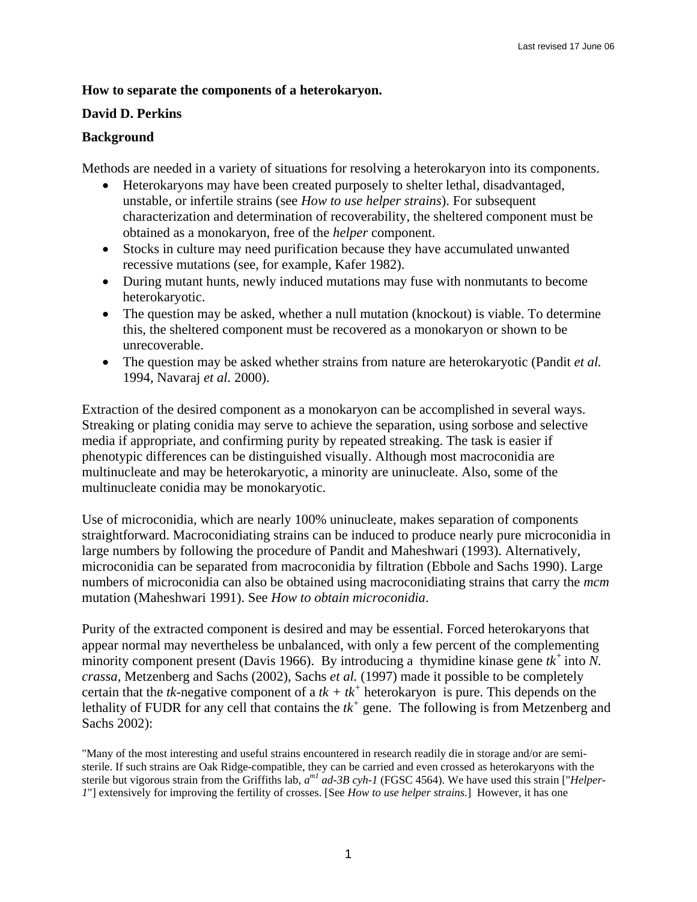Last revised 17 June 06

**How to separate the components of a heterokaryon.**

**David D. Perkins**

**Background**

Methods are needed in a variety of situations for resolving a heterokaryon into its components.

- Heterokaryons may have been created purposely to shelter lethal, disadvantaged, unstable, or infertile strains (see *How to use helper strains*). For subsequent characterization and determination of recoverability, the sheltered component must be obtained as a monokaryon, free of the *helper* component.
- Stocks in culture may need purification because they have accumulated unwanted recessive mutations (see, for example, Kafer 1982).
- During mutant hunts, newly induced mutations may fuse with nonmutants to become heterokaryotic.
- The question may be asked, whether a null mutation (knockout) is viable. To determine this, the sheltered component must be recovered as a monokaryon or shown to be unrecoverable.
- The question may be asked whether strains from nature are heterokaryotic (Pandit *et al.* 1994, Navaraj *et al.* 2000).

Extraction of the desired component as a monokaryon can be accomplished in several ways. Streaking or plating conidia may serve to achieve the separation, using sorbose and selective media if appropriate, and confirming purity by repeated streaking. The task is easier if phenotypic differences can be distinguished visually. Although most macroconidia are multinucleate and may be heterokaryotic, a minority are uninucleate. Also, some of the multinucleate conidia may be monokaryotic.

Use of microconidia, which are nearly 100% uninucleate, makes separation of components straightforward. Macroconidiating strains can be induced to produce nearly pure microconidia in large numbers by following the procedure of Pandit and Maheshwari (1993). Alternatively, microconidia can be separated from macroconidia by filtration (Ebbole and Sachs 1990). Large numbers of microconidia can also be obtained using macroconidiating strains that carry the *mcm* mutation (Maheshwari 1991). See *How to obtain microconidia*.

Purity of the extracted component is desired and may be essential. Forced heterokaryons that appear normal may nevertheless be unbalanced, with only a few percent of the complementing minority component present (Davis 1966). By introducing a thymidine kinase gene $tk^+$ into *N. crassa*, Metzenberg and Sachs (2002), Sachs *et al.* (1997) made it possible to be completely certain that the *tk*-negative component of a $tk + tk^+$ heterokaryon is pure. This depends on the lethality of FUDR for any cell that contains the $tk^+$ gene. The following is from Metzenberg and Sachs 2002):

"Many of the most interesting and useful strains encountered in research readily die in storage and/or are semi-sterile. If such strains are Oak Ridge-compatible, they can be carried and even crossed as heterokaryons with the sterile but vigorous strain from the Griffiths lab, $a^{m1}$ *ad-3B cyh-1* (FGSC 4564). We have used this strain ["*Helper-1*"] extensively for improving the fertility of crosses. [See *How to use helper strains.*] However, it has one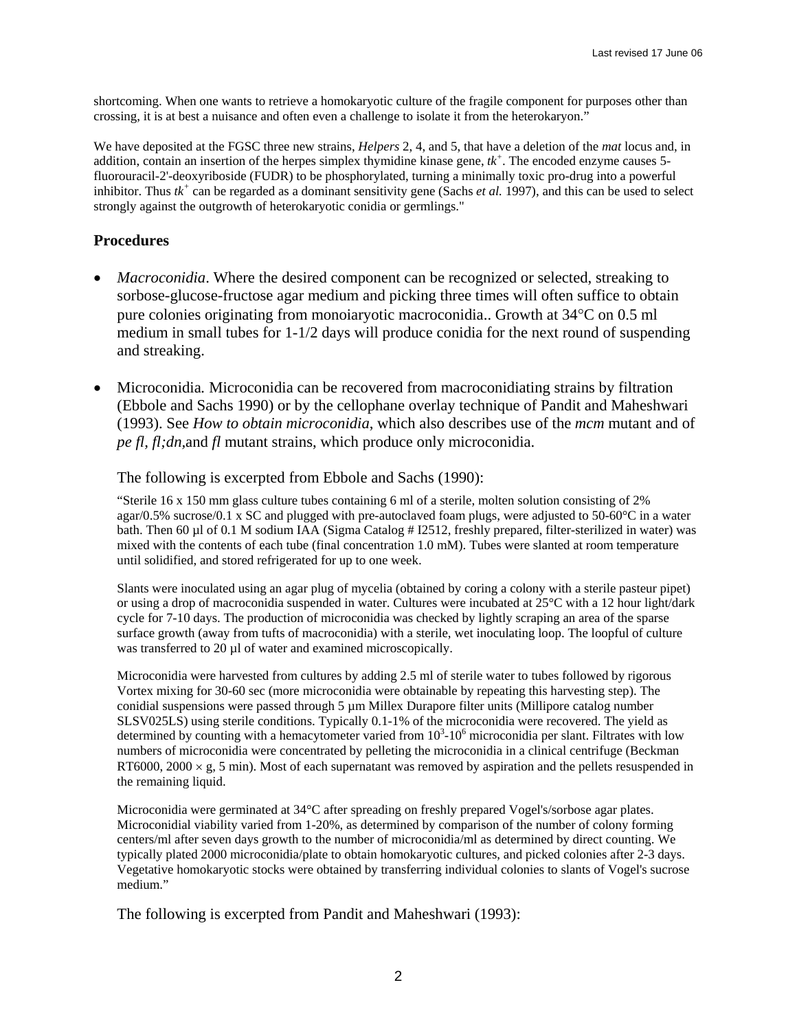shortcoming. When one wants to retrieve a homokaryotic culture of the fragile component for purposes other than crossing, it is at best a nuisance and often even a challenge to isolate it from the heterokaryon."

We have deposited at the FGSC three new strains, *Helpers* 2, 4, and 5, that have a deletion of the *mat* locus and, in addition, contain an insertion of the herpes simplex thymidine kinase gene, $tk^+$. The encoded enzyme causes 5-fluorouracil-2'-deoxyriboside (FUDR) to be phosphorylated, turning a minimally toxic pro-drug into a powerful inhibitor. Thus $tk^+$ can be regarded as a dominant sensitivity gene (Sachs *et al.* 1997), and this can be used to select strongly against the outgrowth of heterokaryotic conidia or germlings."

## Procedures

- *Macroconidia*. Where the desired component can be recognized or selected, streaking to sorbose-glucose-fructose agar medium and picking three times will often suffice to obtain pure colonies originating from monoiaryotic macroconidia.. Growth at 34°C on 0.5 ml medium in small tubes for 1-1/2 days will produce conidia for the next round of suspending and streaking.

- Microconidia. Microconidia can be recovered from macroconidiating strains by filtration (Ebbole and Sachs 1990) or by the cellophane overlay technique of Pandit and Maheshwari (1993). See *How to obtain microconidia*, which also describes use of the *mcm* mutant and of *pe fl, fl;dn,*and *fl* mutant strains, which produce only microconidia.

  The following is excerpted from Ebbole and Sachs (1990):

  "Sterile 16 x 150 mm glass culture tubes containing 6 ml of a sterile, molten solution consisting of 2% agar/0.5% sucrose/0.1 x SC and plugged with pre-autoclaved foam plugs, were adjusted to 50-60°C in a water bath. Then 60 µl of 0.1 M sodium IAA (Sigma Catalog # I2512, freshly prepared, filter-sterilized in water) was mixed with the contents of each tube (final concentration 1.0 mM). Tubes were slanted at room temperature until solidified, and stored refrigerated for up to one week.

  Slants were inoculated using an agar plug of mycelia (obtained by coring a colony with a sterile pasteur pipet) or using a drop of macroconidia suspended in water. Cultures were incubated at 25°C with a 12 hour light/dark cycle for 7-10 days. The production of microconidia was checked by lightly scraping an area of the sparse surface growth (away from tufts of macroconidia) with a sterile, wet inoculating loop. The loopful of culture was transferred to 20 µl of water and examined microscopically.

  Microconidia were harvested from cultures by adding 2.5 ml of sterile water to tubes followed by rigorous Vortex mixing for 30-60 sec (more microconidia were obtainable by repeating this harvesting step). The conidial suspensions were passed through 5 µm Millex Durapore filter units (Millipore catalog number SLSV025LS) using sterile conditions. Typically 0.1-1% of the microconidia were recovered. The yield as determined by counting with a hemacytometer varied from $10^3$-$10^6$ microconidia per slant. Filtrates with low numbers of microconidia were concentrated by pelleting the microconidia in a clinical centrifuge (Beckman RT6000, 2000 × g, 5 min). Most of each supernatant was removed by aspiration and the pellets resuspended in the remaining liquid.

  Microconidia were germinated at 34°C after spreading on freshly prepared Vogel's/sorbose agar plates. Microconidial viability varied from 1-20%, as determined by comparison of the number of colony forming centers/ml after seven days growth to the number of microconidia/ml as determined by direct counting. We typically plated 2000 microconidia/plate to obtain homokaryotic cultures, and picked colonies after 2-3 days. Vegetative homokaryotic stocks were obtained by transferring individual colonies to slants of Vogel's sucrose medium."

  The following is excerpted from Pandit and Maheshwari (1993):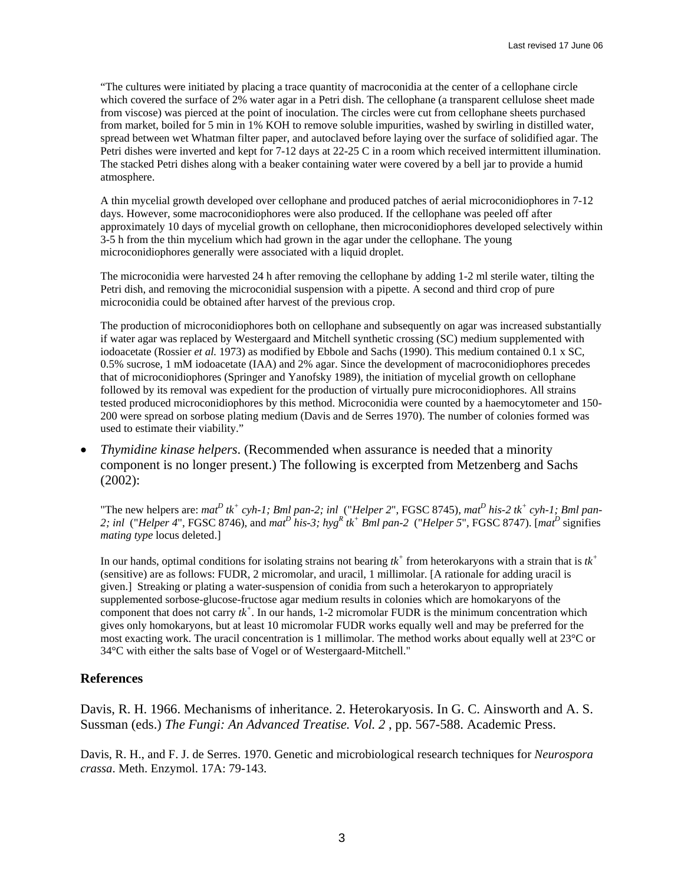"The cultures were initiated by placing a trace quantity of macroconidia at the center of a cellophane circle which covered the surface of 2% water agar in a Petri dish. The cellophane (a transparent cellulose sheet made from viscose) was pierced at the point of inoculation. The circles were cut from cellophane sheets purchased from market, boiled for 5 min in 1% KOH to remove soluble impurities, washed by swirling in distilled water, spread between wet Whatman filter paper, and autoclaved before laying over the surface of solidified agar. The Petri dishes were inverted and kept for 7-12 days at 22-25 C in a room which received intermittent illumination. The stacked Petri dishes along with a beaker containing water were covered by a bell jar to provide a humid atmosphere.

A thin mycelial growth developed over cellophane and produced patches of aerial microconidiophores in 7-12 days. However, some macroconidiophores were also produced. If the cellophane was peeled off after approximately 10 days of mycelial growth on cellophane, then microconidiophores developed selectively within 3-5 h from the thin mycelium which had grown in the agar under the cellophane. The young microconidiophores generally were associated with a liquid droplet.

The microconidia were harvested 24 h after removing the cellophane by adding 1-2 ml sterile water, tilting the Petri dish, and removing the microconidial suspension with a pipette. A second and third crop of pure microconidia could be obtained after harvest of the previous crop.

The production of microconidiophores both on cellophane and subsequently on agar was increased substantially if water agar was replaced by Westergaard and Mitchell synthetic crossing (SC) medium supplemented with iodoacetate (Rossier *et al.* 1973) as modified by Ebbole and Sachs (1990). This medium contained 0.1 x SC, 0.5% sucrose, 1 mM iodoacetate (IAA) and 2% agar. Since the development of macroconidiophores precedes that of microconidiophores (Springer and Yanofsky 1989), the initiation of mycelial growth on cellophane followed by its removal was expedient for the production of virtually pure microconidiophores. All strains tested produced microconidiophores by this method. Microconidia were counted by a haemocytometer and 150-200 were spread on sorbose plating medium (Davis and de Serres 1970). The number of colonies formed was used to estimate their viability."

- *Thymidine kinase helpers*. (Recommended when assurance is needed that a minority component is no longer present.) The following is excerpted from Metzenberg and Sachs (2002):

"The new helpers are: *mat*$^{D}$ *tk*$^{+}$ *cyh-1; Bml pan-2; inl* ("*Helper 2*", FGSC 8745), *mat*$^{D}$ *his-2 tk*$^{+}$ *cyh-1; Bml pan-2; inl* ("*Helper 4*", FGSC 8746), and *mat*$^{D}$ *his-3; hyg*$^{R}$ *tk*$^{+}$ *Bml pan-2* ("*Helper 5*", FGSC 8747). [*mat*$^{D}$ signifies *mating type* locus deleted.]

In our hands, optimal conditions for isolating strains not bearing *tk*$^{+}$ from heterokaryons with a strain that is *tk*$^{+}$ (sensitive) are as follows: FUDR, 2 micromolar, and uracil, 1 millimolar. [A rationale for adding uracil is given.] Streaking or plating a water-suspension of conidia from such a heterokaryon to appropriately supplemented sorbose-glucose-fructose agar medium results in colonies which are homokaryons of the component that does not carry *tk*$^{+}$. In our hands, 1-2 micromolar FUDR is the minimum concentration which gives only homokaryons, but at least 10 micromolar FUDR works equally well and may be preferred for the most exacting work. The uracil concentration is 1 millimolar. The method works about equally well at 23°C or 34°C with either the salts base of Vogel or of Westergaard-Mitchell."

## References

Davis, R. H. 1966. Mechanisms of inheritance. 2. Heterokaryosis. In G. C. Ainsworth and A. S. Sussman (eds.) *The Fungi: An Advanced Treatise. Vol. 2* , pp. 567-588. Academic Press.

Davis, R. H., and F. J. de Serres. 1970. Genetic and microbiological research techniques for *Neurospora crassa*. Meth. Enzymol. 17A: 79-143.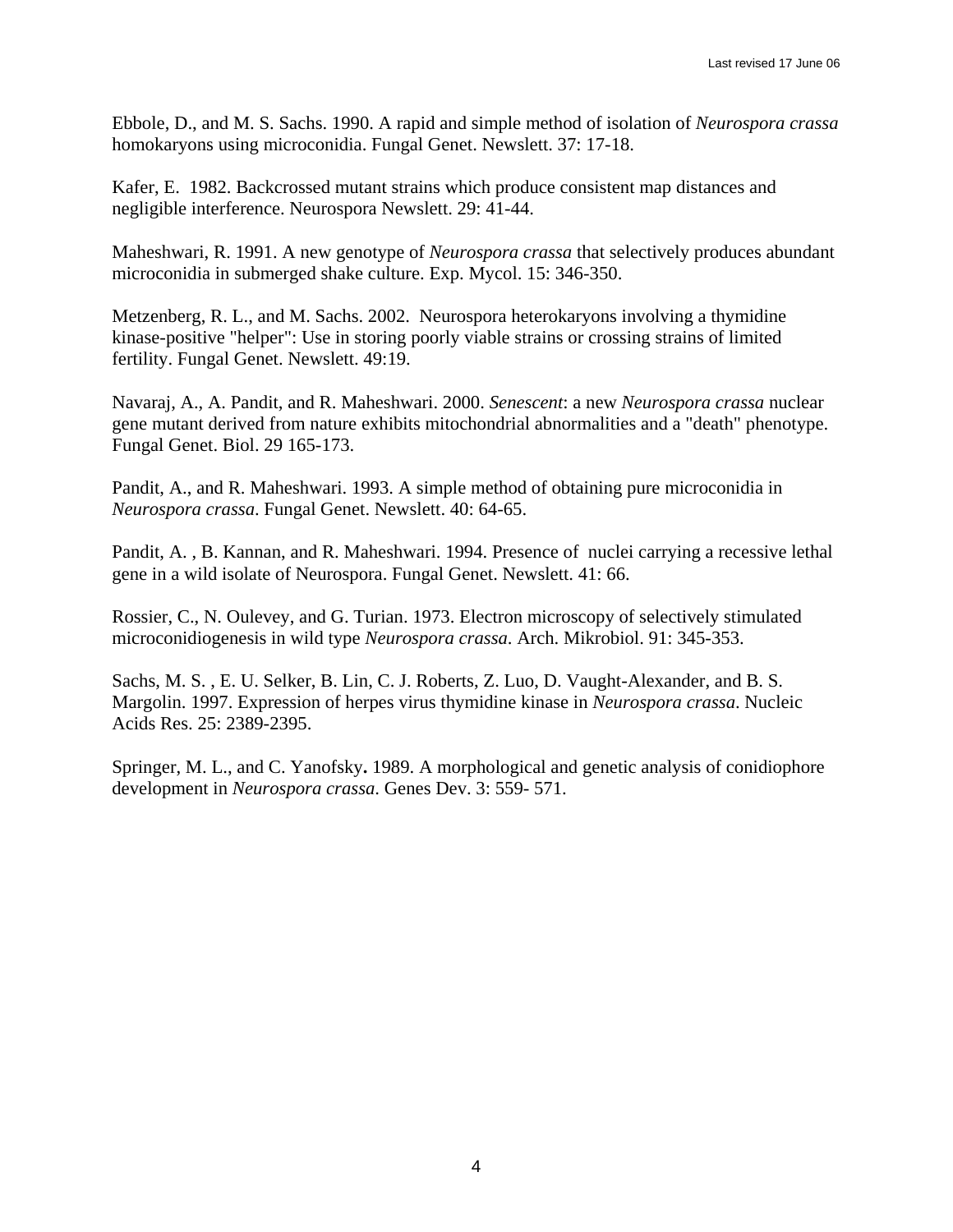Ebbole, D., and M. S. Sachs. 1990. A rapid and simple method of isolation of *Neurospora crassa* homokaryons using microconidia. Fungal Genet. Newslett. 37: 17-18.

Kafer, E. 1982. Backcrossed mutant strains which produce consistent map distances and negligible interference. Neurospora Newslett. 29: 41-44.

Maheshwari, R. 1991. A new genotype of *Neurospora crassa* that selectively produces abundant microconidia in submerged shake culture. Exp. Mycol. 15: 346-350.

Metzenberg, R. L., and M. Sachs. 2002. Neurospora heterokaryons involving a thymidine kinase-positive "helper": Use in storing poorly viable strains or crossing strains of limited fertility. Fungal Genet. Newslett. 49:19.

Navaraj, A., A. Pandit, and R. Maheshwari. 2000. *Senescent*: a new *Neurospora crassa* nuclear gene mutant derived from nature exhibits mitochondrial abnormalities and a "death" phenotype. Fungal Genet. Biol. 29 165-173.

Pandit, A., and R. Maheshwari. 1993. A simple method of obtaining pure microconidia in *Neurospora crassa*. Fungal Genet. Newslett. 40: 64-65.

Pandit, A. , B. Kannan, and R. Maheshwari. 1994. Presence of nuclei carrying a recessive lethal gene in a wild isolate of Neurospora. Fungal Genet. Newslett. 41: 66.

Rossier, C., N. Oulevey, and G. Turian. 1973. Electron microscopy of selectively stimulated microconidiogenesis in wild type *Neurospora crassa*. Arch. Mikrobiol. 91: 345-353.

Sachs, M. S. , E. U. Selker, B. Lin, C. J. Roberts, Z. Luo, D. Vaught-Alexander, and B. S. Margolin. 1997. Expression of herpes virus thymidine kinase in *Neurospora crassa*. Nucleic Acids Res. 25: 2389-2395.

Springer, M. L., and C. Yanofsky**.** 1989. A morphological and genetic analysis of conidiophore development in *Neurospora crassa*. Genes Dev. 3: 559- 571.